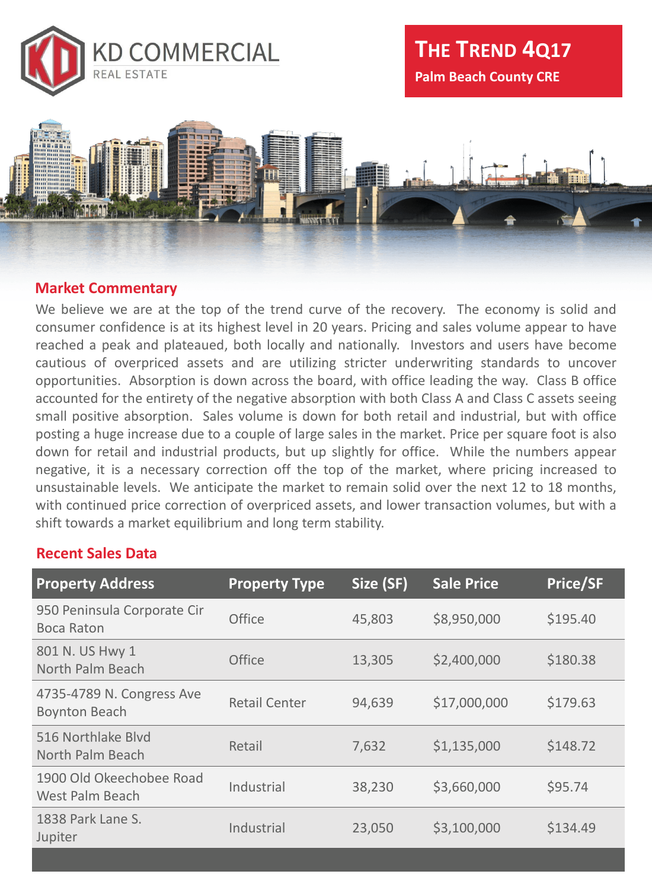KD COMMERCIAL
REAL ESTATE

# The Trend 4Q17

**Palm Beach County CRE**

## Market Commentary

We believe we are at the top of the trend curve of the recovery. The economy is solid and consumer confidence is at its highest level in 20 years. Pricing and sales volume appear to have reached a peak and plateaued, both locally and nationally. Investors and users have become cautious of overpriced assets and are utilizing stricter underwriting standards to uncover opportunities. Absorption is down across the board, with office leading the way. Class B office accounted for the entirety of the negative absorption with both Class A and Class C assets seeing small positive absorption. Sales volume is down for both retail and industrial, but with office posting a huge increase due to a couple of large sales in the market. Price per square foot is also down for retail and industrial products, but up slightly for office. While the numbers appear negative, it is a necessary correction off the top of the market, where pricing increased to unsustainable levels. We anticipate the market to remain solid over the next 12 to 18 months, with continued price correction of overpriced assets, and lower transaction volumes, but with a shift towards a market equilibrium and long term stability.

## Recent Sales Data

| Property Address | Property Type | Size (SF) | Sale Price | Price/SF |
|---|---|---|---|---|
| 950 Peninsula Corporate Cir Boca Raton | Office | 45,803 | $8,950,000 | $195.40 |
| 801 N. US Hwy 1 North Palm Beach | Office | 13,305 | $2,400,000 | $180.38 |
| 4735-4789 N. Congress Ave Boynton Beach | Retail Center | 94,639 | $17,000,000 | $179.63 |
| 516 Northlake Blvd North Palm Beach | Retail | 7,632 | $1,135,000 | $148.72 |
| 1900 Old Okeechobee Road West Palm Beach | Industrial | 38,230 | $3,660,000 | $95.74 |
| 1838 Park Lane S. Jupiter | Industrial | 23,050 | $3,100,000 | $134.49 |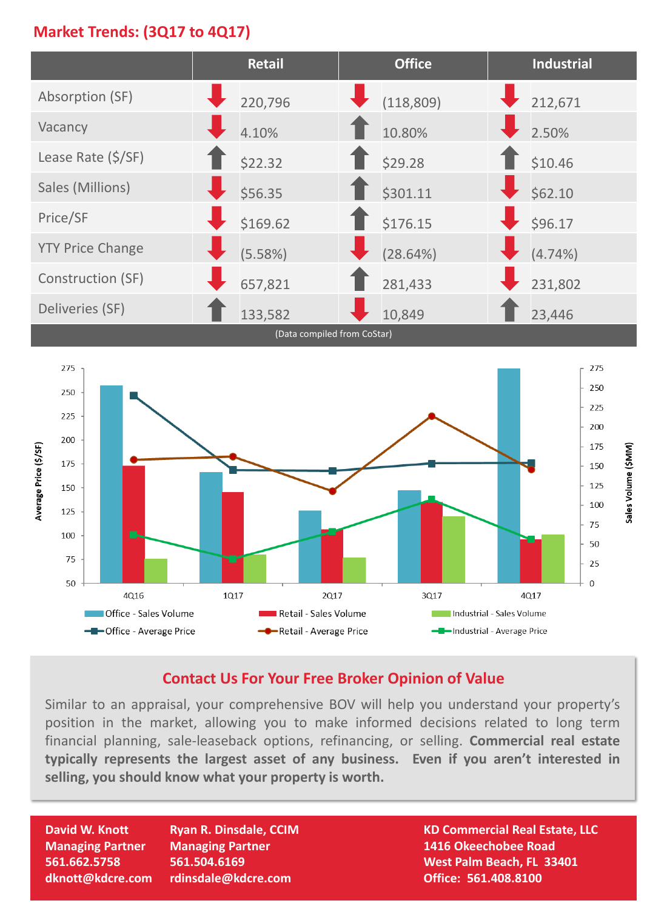## Market Trends: (3Q17 to 4Q17)

| | Retail | Office | Industrial |
|---|---|---|---|
| Absorption (SF) | ↓ 220,796 | ↓ (118,809) | ↓ 212,671 |
| Vacancy | ↓ 4.10% | ↑ 10.80% | ↓ 2.50% |
| Lease Rate ($/SF) | ↑ $22.32 | ↑ $29.28 | ↑ $10.46 |
| Sales (Millions) | ↓ $56.35 | ↑ $301.11 | ↓ $62.10 |
| Price/SF | ↓ $169.62 | ↑ $176.15 | ↓ $96.17 |
| YTY Price Change | ↓ (5.58%) | ↓ (28.64%) | ↓ (4.74%) |
| Construction (SF) | ↓ 657,821 | ↑ 281,433 | ↓ 231,802 |
| Deliveries (SF) | ↑ 133,582 | ↓ 10,849 | ↑ 23,446 |

(Data compiled from CoStar)

Average Price ($/SF)
275
250
225
200
175
150
125
100
75
50

Sales Volume ($MM)
275
250
225
200
175
150
125
100
75
50
25
0

4Q16 1Q17 2Q17 3Q17 4Q17

Office - Sales Volume
Retail - Sales Volume
Industrial - Sales Volume
Office - Average Price
Retail - Average Price
Industrial - Average Price

## Contact Us For Your Free Broker Opinion of Value

Similar to an appraisal, your comprehensive BOV will help you understand your property's position in the market, allowing you to make informed decisions related to long term financial planning, sale-leaseback options, refinancing, or selling. **Commercial real estate typically represents the largest asset of any business. Even if you aren't interested in selling, you should know what your property is worth.**

**David W. Knott**
**Managing Partner**
**561.662.5758**
**dknott@kdcre.com**

**Ryan R. Dinsdale, CCIM**
**Managing Partner**
**561.504.6169**
**rdinsdale@kdcre.com**

**KD Commercial Real Estate, LLC**
**1416 Okeechobee Road**
**West Palm Beach, FL 33401**
**Office: 561.408.8100**